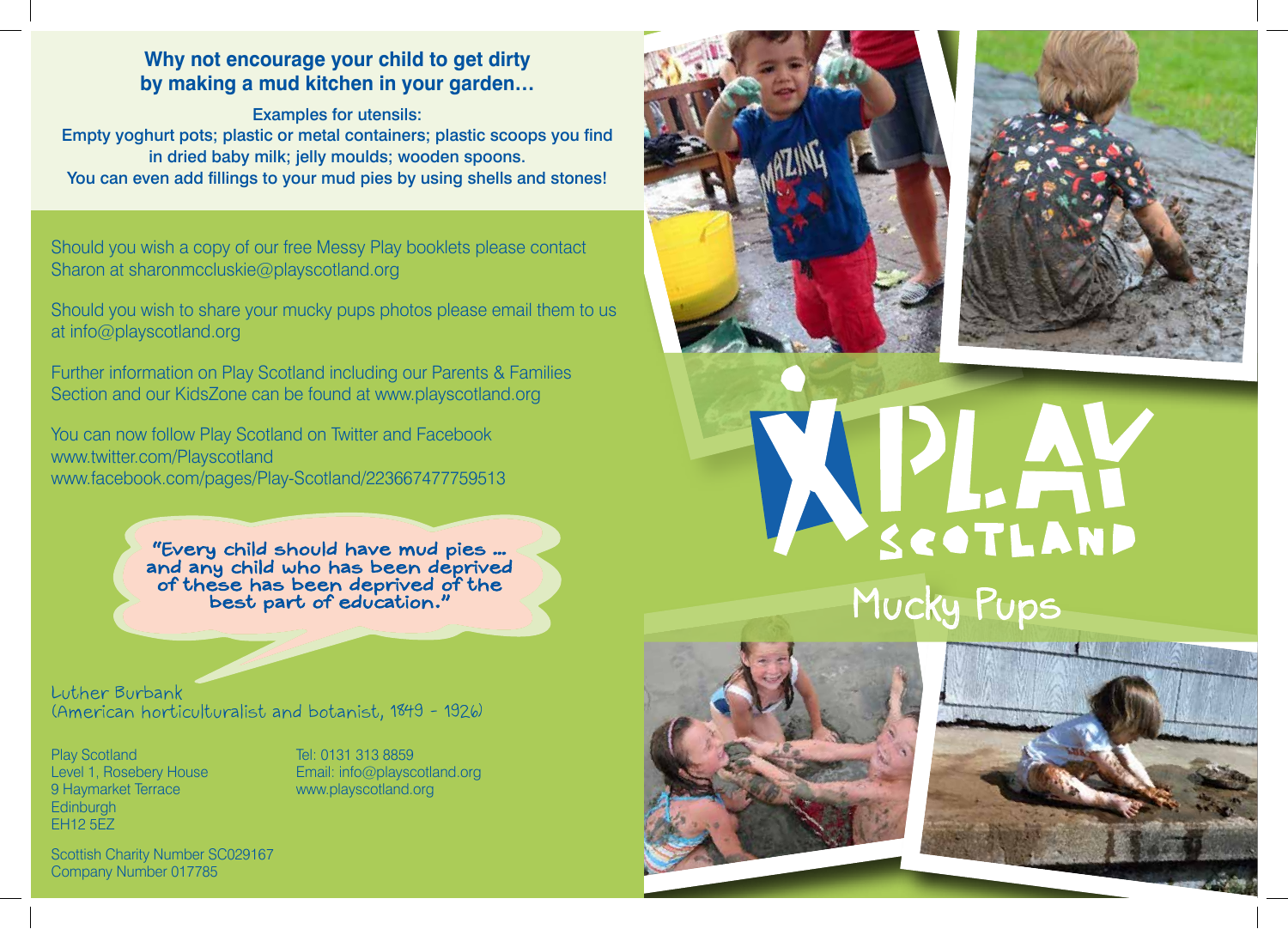**Why not encourage your child to get dirty by making a mud kitchen in your garden…**

Examples for utensils:
Empty yoghurt pots; plastic or metal containers; plastic scoops you find in dried baby milk; jelly moulds; wooden spoons.
You can even add fillings to your mud pies by using shells and stones!

Should you wish a copy of our free Messy Play booklets please contact Sharon at sharonmccluskie@playscotland.org

Should you wish to share your mucky pups photos please email them to us at info@playscotland.org

Further information on Play Scotland including our Parents & Families Section and our KidsZone can be found at www.playscotland.org

You can now follow Play Scotland on Twitter and Facebook
www.twitter.com/Playscotland
www.facebook.com/pages/Play-Scotland/223667477759513

"Every child should have mud pies … and any child who has been deprived of these has been deprived of the best part of education."

Luther Burbank
(American horticulturalist and botanist, 1849 - 1926)

Play Scotland
Level 1, Rosebery House
9 Haymarket Terrace
Edinburgh
EH12 5EZ

Tel: 0131 313 8859
Email: info@playscotland.org
www.playscotland.org

Scottish Charity Number SC029167
Company Number 017785

# PLAY SCOTLAND

## Mucky Pups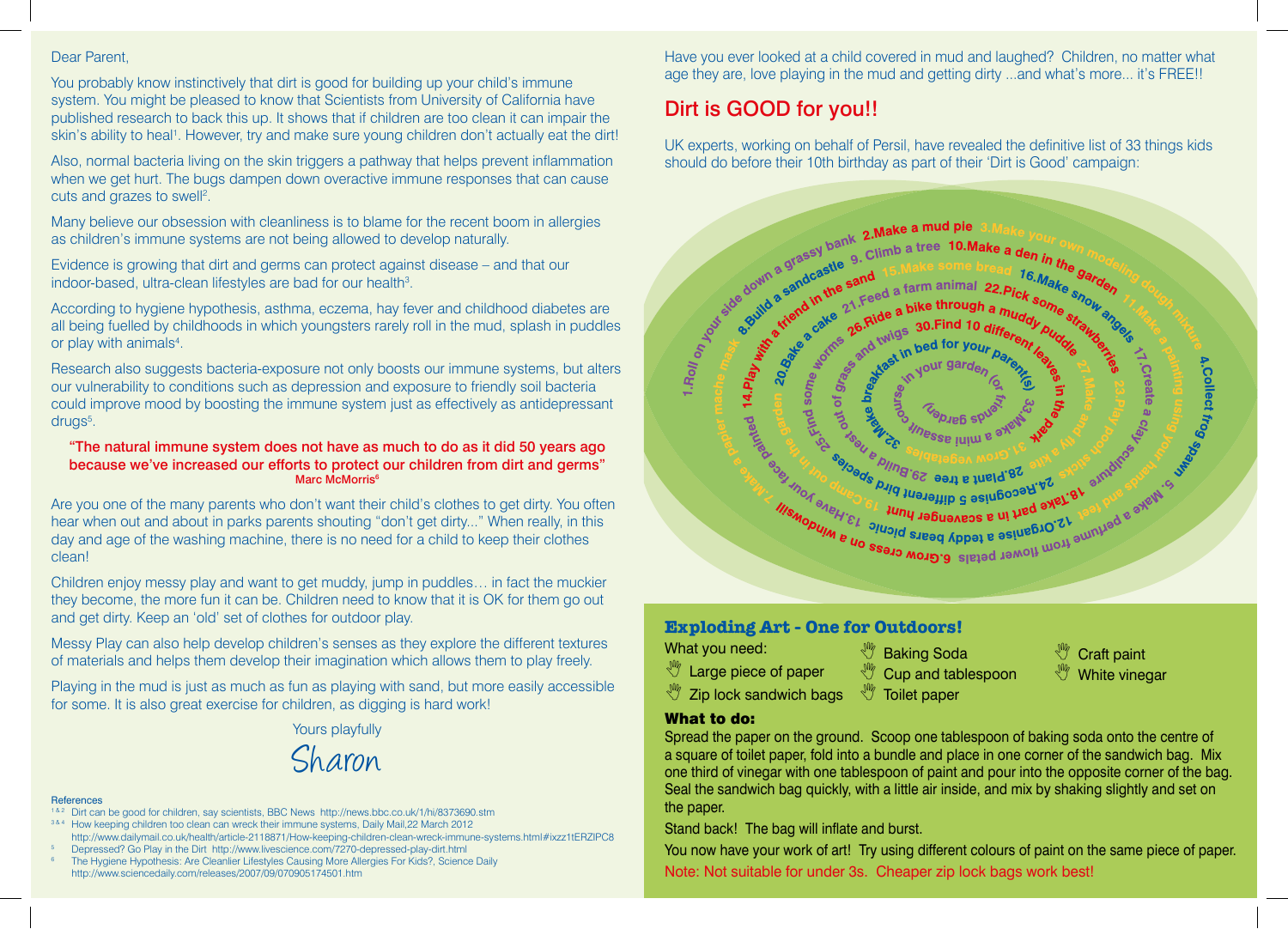Dear Parent,

You probably know instinctively that dirt is good for building up your child's immune system. You might be pleased to know that Scientists from University of California have published research to back this up. It shows that if children are too clean it can impair the skin's ability to heal[1]. However, try and make sure young children don't actually eat the dirt!

Also, normal bacteria living on the skin triggers a pathway that helps prevent inflammation when we get hurt. The bugs dampen down overactive immune responses that can cause cuts and grazes to swell[2].

Many believe our obsession with cleanliness is to blame for the recent boom in allergies as children's immune systems are not being allowed to develop naturally.

Evidence is growing that dirt and germs can protect against disease – and that our indoor-based, ultra-clean lifestyles are bad for our health[3].

According to hygiene hypothesis, asthma, eczema, hay fever and childhood diabetes are all being fuelled by childhoods in which youngsters rarely roll in the mud, splash in puddles or play with animals[4].

Research also suggests bacteria-exposure not only boosts our immune systems, but alters our vulnerability to conditions such as depression and exposure to friendly soil bacteria could improve mood by boosting the immune system just as effectively as antidepressant drugs[5].

> "The natural immune system does not have as much to do as it did 50 years ago because we've increased our efforts to protect our children from dirt and germs"
> Marc McMorris[6]

Are you one of the many parents who don't want their child's clothes to get dirty. You often hear when out and about in parks parents shouting "don't get dirty..." When really, in this day and age of the washing machine, there is no need for a child to keep their clothes clean!

Children enjoy messy play and want to get muddy, jump in puddles… in fact the muckier they become, the more fun it can be. Children need to know that it is OK for them go out and get dirty. Keep an 'old' set of clothes for outdoor play.

Messy Play can also help develop children's senses as they explore the different textures of materials and helps them develop their imagination which allows them to play freely.

Playing in the mud is just as much as fun as playing with sand, but more easily accessible for some. It is also great exercise for children, as digging is hard work!

Yours playfully

Sharon

**References**

[1 & 2] Dirt can be good for children, say scientists, BBC News http://news.bbc.co.uk/1/hi/8373690.stm

[3 & 4] How keeping children too clean can wreck their immune systems, Daily Mail,22 March 2012 http://www.dailymail.co.uk/health/article-2118871/How-keeping-children-clean-wreck-immune-systems.html#ixzz1tERZIPC8

[5] Depressed? Go Play in the Dirt http://www.livescience.com/7270-depressed-play-dirt.html

[6] The Hygiene Hypothesis: Are Cleanlier Lifestyles Causing More Allergies For Kids?, Science Daily http://www.sciencedaily.com/releases/2007/09/070905174501.htm

Have you ever looked at a child covered in mud and laughed? Children, no matter what age they are, love playing in the mud and getting dirty ...and what's more... it's FREE!!

## Dirt is GOOD for you!!

UK experts, working on behalf of Persil, have revealed the definitive list of 33 things kids should do before their 10th birthday as part of their 'Dirt is Good' campaign:

1. Roll on your side down a grassy bank
2. Make a mud pie
3. Make your own modeling dough mixture
4. Collect frog spawn
5. Make a perfume from flower petals
6. Grow cress on a windowsill
7. Make a papier mache mask
8. Build a sandcastle
9. Climb a tree
10. Make a den in the garden
11. Make a painting using your hands and feet
12. Organise a teddy bears picnic
13. Have your face painted
14. Play with a friend in the sand
15. Make some bread
16. Make snow angels
17. Create a clay sculpture
18. Take part in a scavenger hunt
19. Camp out in the garden
20. Bake a cake
21. Feed a farm animal
22. Pick some strawberries
23. Play pooh sticks
24. Recognise 5 different bird species
25. Find some worms
26. Ride a bike through a muddy puddle
27. Make and fly a kite
28. Plant a tree
29. Build a nest out of grass and twigs
30. Find 10 different leaves in the park
31. Grow vegetables
32. Make breakfast in bed for your parent(s)
33. Make a mini assault course in your garden (or friends garden)

### Exploding Art - One for Outdoors!

What you need:

- Large piece of paper
- Zip lock sandwich bags
- Baking Soda
- Cup and tablespoon
- Toilet paper
- Craft paint
- White vinegar

**What to do:**

Spread the paper on the ground. Scoop one tablespoon of baking soda onto the centre of a square of toilet paper, fold into a bundle and place in one corner of the sandwich bag. Mix one third of vinegar with one tablespoon of paint and pour into the opposite corner of the bag. Seal the sandwich bag quickly, with a little air inside, and mix by shaking slightly and set on the paper.

Stand back! The bag will inflate and burst.

You now have your work of art! Try using different colours of paint on the same piece of paper.

Note: Not suitable for under 3s. Cheaper zip lock bags work best!